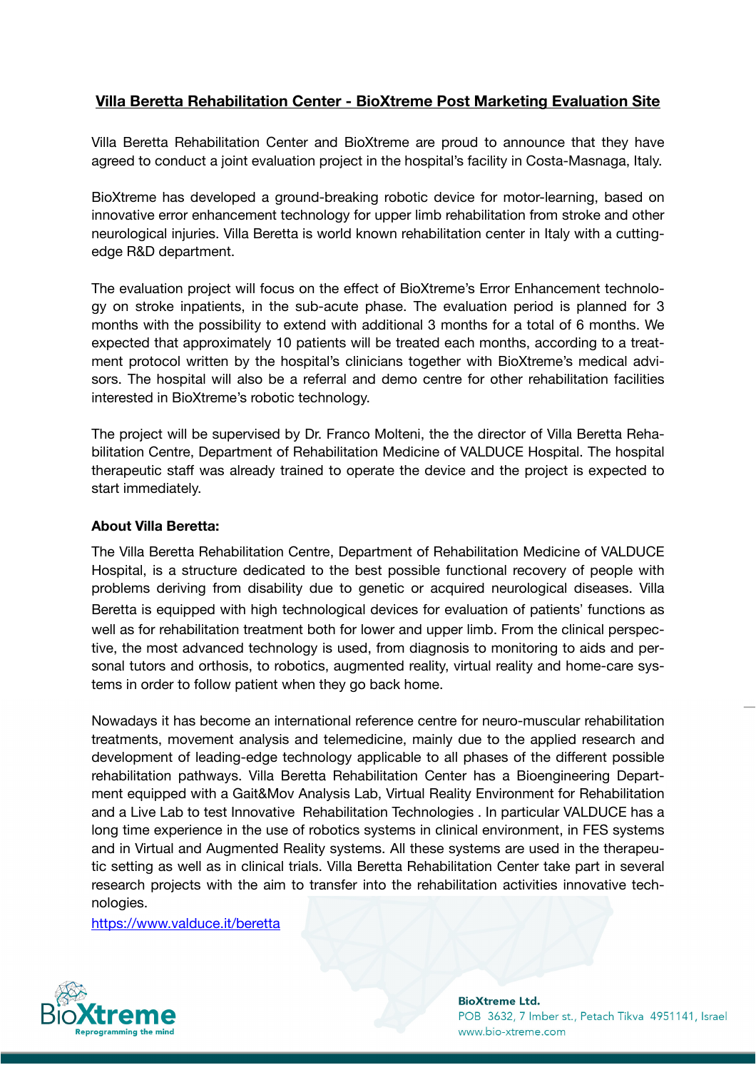# Villa Beretta Rehabilitation Center - BioXtreme Post Marketing Evaluation Site

Villa Beretta Rehabilitation Center and BioXtreme are proud to announce that they have agreed to conduct a joint evaluation project in the hospital's facility in Costa-Masnaga, Italy.

BioXtreme has developed a ground-breaking robotic device for motor-learning, based on innovative error enhancement technology for upper limb rehabilitation from stroke and other neurological injuries. Villa Beretta is world known rehabilitation center in Italy with a cutting-edge R&D department.

The evaluation project will focus on the effect of BioXtreme's Error Enhancement technology on stroke inpatients, in the sub-acute phase. The evaluation period is planned for 3 months with the possibility to extend with additional 3 months for a total of 6 months. We expected that approximately 10 patients will be treated each months, according to a treatment protocol written by the hospital's clinicians together with BioXtreme's medical advisors. The hospital will also be a referral and demo centre for other rehabilitation facilities interested in BioXtreme's robotic technology.

The project will be supervised by Dr. Franco Molteni, the the director of Villa Beretta Rehabilitation Centre, Department of Rehabilitation Medicine of VALDUCE Hospital. The hospital therapeutic staff was already trained to operate the device and the project is expected to start immediately.

**About Villa Beretta:**

The Villa Beretta Rehabilitation Centre, Department of Rehabilitation Medicine of VALDUCE Hospital, is a structure dedicated to the best possible functional recovery of people with problems deriving from disability due to genetic or acquired neurological diseases. Villa Beretta is equipped with high technological devices for evaluation of patients' functions as well as for rehabilitation treatment both for lower and upper limb. From the clinical perspective, the most advanced technology is used, from diagnosis to monitoring to aids and personal tutors and orthosis, to robotics, augmented reality, virtual reality and home-care systems in order to follow patient when they go back home.

Nowadays it has become an international reference centre for neuro-muscular rehabilitation treatments, movement analysis and telemedicine, mainly due to the applied research and development of leading-edge technology applicable to all phases of the different possible rehabilitation pathways. Villa Beretta Rehabilitation Center has a Bioengineering Department equipped with a Gait&Mov Analysis Lab, Virtual Reality Environment for Rehabilitation and a Live Lab to test Innovative Rehabilitation Technologies . In particular VALDUCE has a long time experience in the use of robotics systems in clinical environment, in FES systems and in Virtual and Augmented Reality systems. All these systems are used in the therapeutic setting as well as in clinical trials. Villa Beretta Rehabilitation Center take part in several research projects with the aim to transfer into the rehabilitation activities innovative technologies.

https://www.valduce.it/beretta

BioXtreme
Reprogramming the mind

**BioXtreme Ltd.**
POB 3632, 7 Imber st., Petach Tikva 4951141, Israel
www.bio-xtreme.com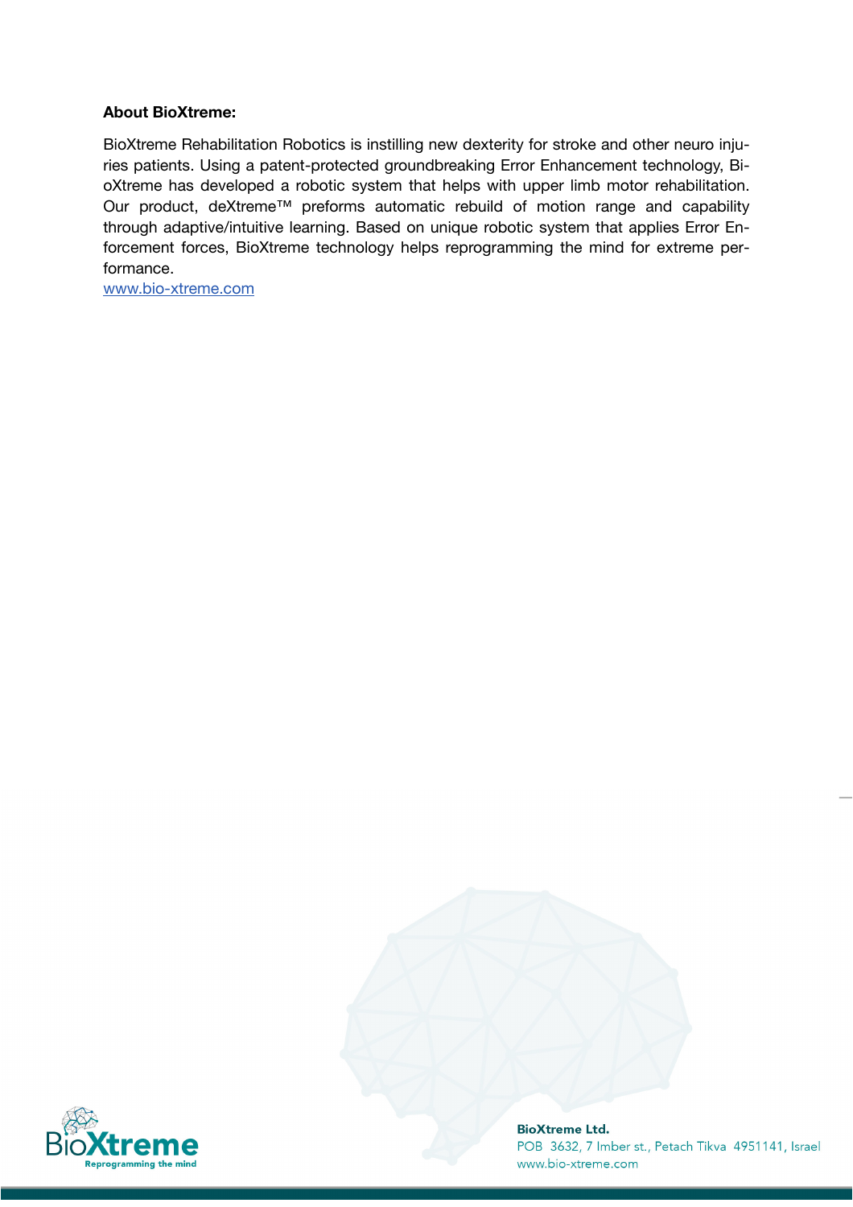**About BioXtreme:**

BioXtreme Rehabilitation Robotics is instilling new dexterity for stroke and other neuro injuries patients. Using a patent-protected groundbreaking Error Enhancement technology, BioXtreme has developed a robotic system that helps with upper limb motor rehabilitation. Our product, deXtreme™ preforms automatic rebuild of motion range and capability through adaptive/intuitive learning. Based on unique robotic system that applies Error Enforcement forces, BioXtreme technology helps reprogramming the mind for extreme performance.
[www.bio-xtreme.com](http://www.bio-xtreme.com)

BioXtreme
Reprogramming the mind

**BioXtreme Ltd.**
POB 3632, 7 Imber st., Petach Tikva 4951141, Israel
www.bio-xtreme.com